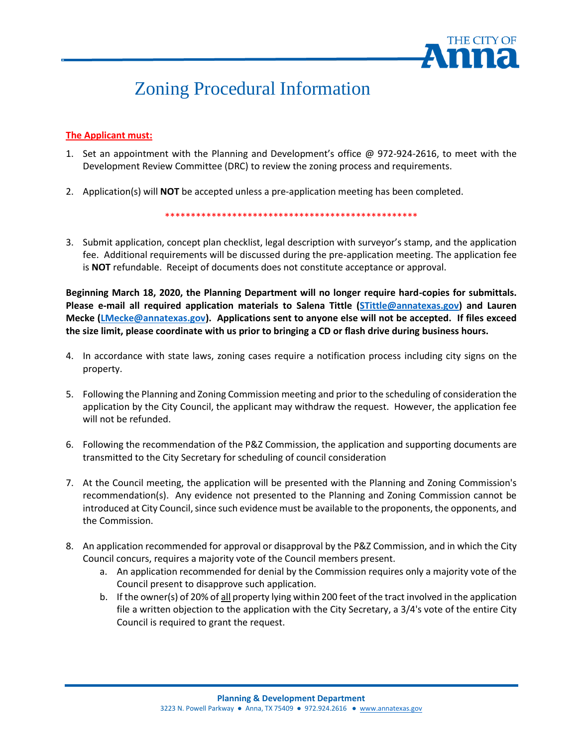# Zoning Procedural Information

**The Applicant must:**

1. Set an appointment with the Planning and Development's office @ 972-924-2616, to meet with the Development Review Committee (DRC) to review the zoning process and requirements.

2. Application(s) will **NOT** be accepted unless a pre-application meeting has been completed.

**************************************************

3. Submit application, concept plan checklist, legal description with surveyor's stamp, and the application fee. Additional requirements will be discussed during the pre-application meeting. The application fee is **NOT** refundable. Receipt of documents does not constitute acceptance or approval.

**Beginning March 18, 2020, the Planning Department will no longer require hard-copies for submittals. Please e-mail all required application materials to Salena Tittle (STittle@annatexas.gov) and Lauren Mecke (LMecke@annatexas.gov). Applications sent to anyone else will not be accepted. If files exceed the size limit, please coordinate with us prior to bringing a CD or flash drive during business hours.**

4. In accordance with state laws, zoning cases require a notification process including city signs on the property.

5. Following the Planning and Zoning Commission meeting and prior to the scheduling of consideration the application by the City Council, the applicant may withdraw the request. However, the application fee will not be refunded.

6. Following the recommendation of the P&Z Commission, the application and supporting documents are transmitted to the City Secretary for scheduling of council consideration

7. At the Council meeting, the application will be presented with the Planning and Zoning Commission's recommendation(s). Any evidence not presented to the Planning and Zoning Commission cannot be introduced at City Council, since such evidence must be available to the proponents, the opponents, and the Commission.

8. An application recommended for approval or disapproval by the P&Z Commission, and in which the City Council concurs, requires a majority vote of the Council members present.
   a. An application recommended for denial by the Commission requires only a majority vote of the Council present to disapprove such application.
   b. If the owner(s) of 20% of all property lying within 200 feet of the tract involved in the application file a written objection to the application with the City Secretary, a 3/4's vote of the entire City Council is required to grant the request.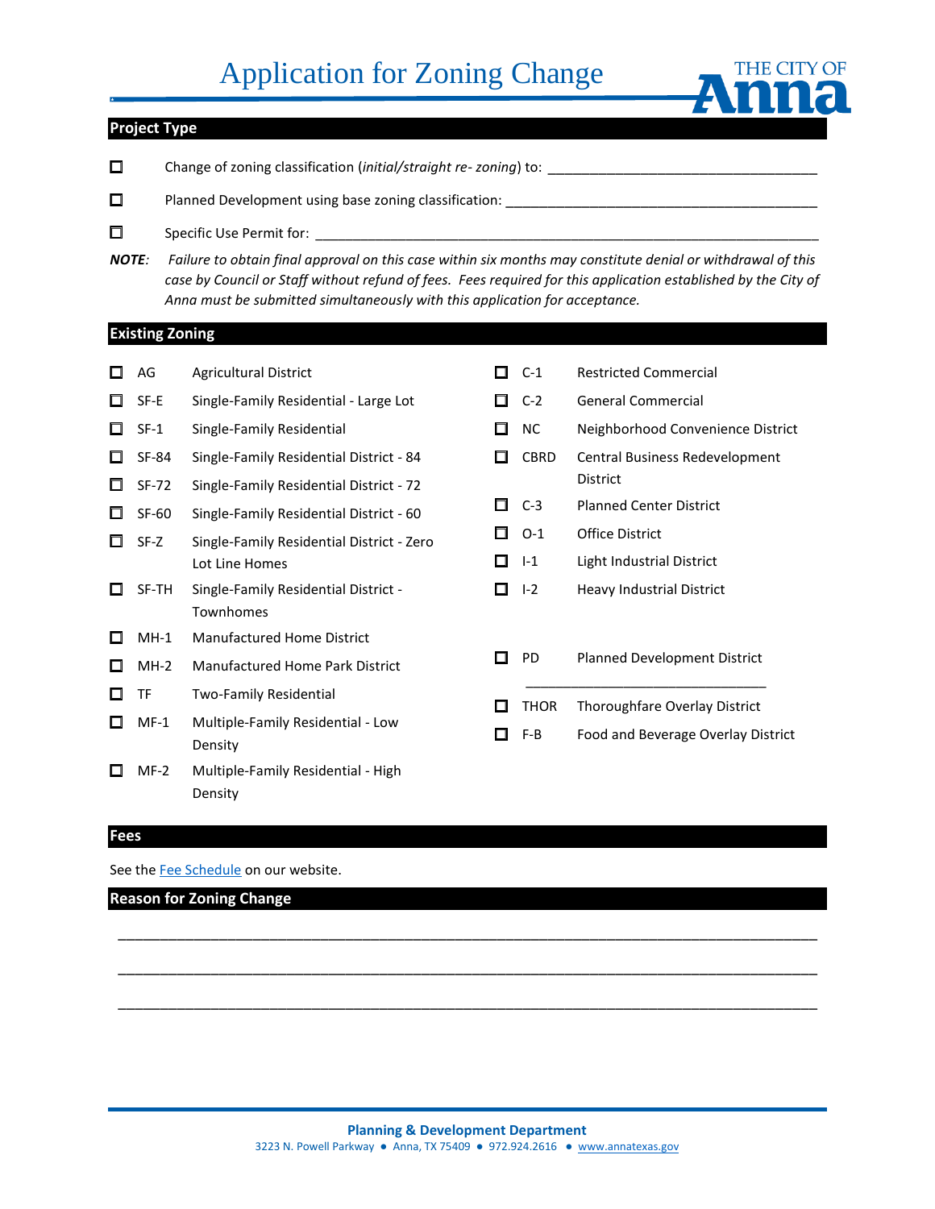# Application for Zoning Change

## Project Type

- ☐ Change of zoning classification (*initial/straight re- zoning*) to: ___________________________________
- ☐ Planned Development using base zoning classification: ________________________________________
- ☐ Specific Use Permit for: __________________________________________________________________

***NOTE:*** *Failure to obtain final approval on this case within six months may constitute denial or withdrawal of this case by Council or Staff without refund of fees. Fees required for this application established by the City of Anna must be submitted simultaneously with this application for acceptance.*

## Existing Zoning

- ☐ AG — Agricultural District
- ☐ SF-E — Single-Family Residential - Large Lot
- ☐ SF-1 — Single-Family Residential
- ☐ SF-84 — Single-Family Residential District - 84
- ☐ SF-72 — Single-Family Residential District - 72
- ☐ SF-60 — Single-Family Residential District - 60
- ☐ SF-Z — Single-Family Residential District - Zero Lot Line Homes
- ☐ SF-TH — Single-Family Residential District - Townhomes
- ☐ MH-1 — Manufactured Home District
- ☐ MH-2 — Manufactured Home Park District
- ☐ TF — Two-Family Residential
- ☐ MF-1 — Multiple-Family Residential - Low Density
- ☐ MF-2 — Multiple-Family Residential - High Density
- ☐ C-1 — Restricted Commercial
- ☐ C-2 — General Commercial
- ☐ NC — Neighborhood Convenience District
- ☐ CBRD — Central Business Redevelopment District
- ☐ C-3 — Planned Center District
- ☐ O-1 — Office District
- ☐ I-1 — Light Industrial District
- ☐ I-2 — Heavy Industrial District
- ☐ PD — Planned Development District ______________________________
- ☐ THOR — Thoroughfare Overlay District
- ☐ F-B — Food and Beverage Overlay District

## Fees

See the Fee Schedule on our website.

## Reason for Zoning Change

________________________________________________________________________________

________________________________________________________________________________

________________________________________________________________________________

**Planning & Development Department**
3223 N. Powell Parkway ● Anna, TX 75409 ● 972.924.2616 ● www.annatexas.gov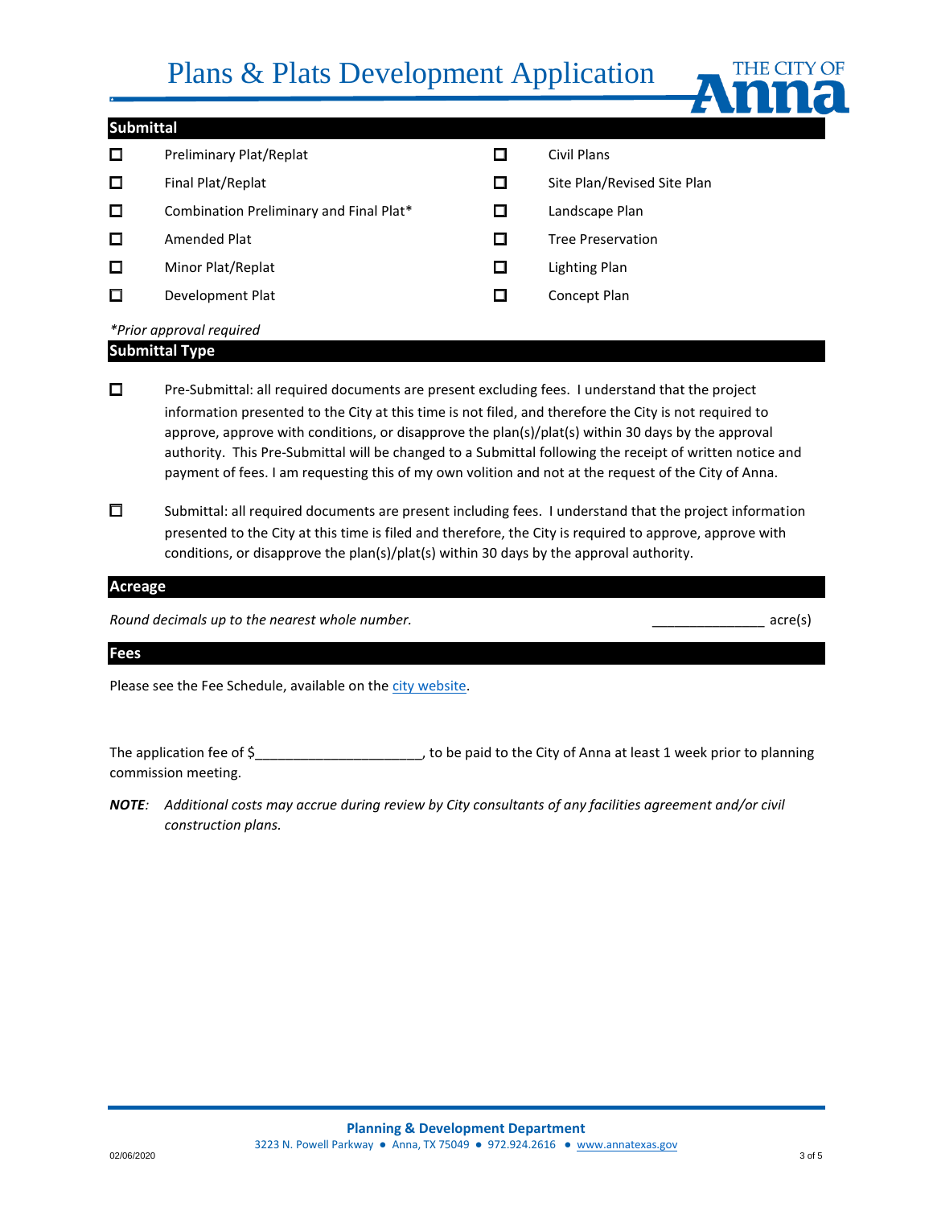# Plans & Plats Development Application

## Submittal

- ☐ Preliminary Plat/Replat
- ☐ Final Plat/Replat
- ☐ Combination Preliminary and Final Plat*
- ☐ Amended Plat
- ☐ Minor Plat/Replat
- ☐ Development Plat
- ☐ Civil Plans
- ☐ Site Plan/Revised Site Plan
- ☐ Landscape Plan
- ☐ Tree Preservation
- ☐ Lighting Plan
- ☐ Concept Plan

*\*Prior approval required*

## Submittal Type

☐ Pre-Submittal: all required documents are present excluding fees. I understand that the project information presented to the City at this time is not filed, and therefore the City is not required to approve, approve with conditions, or disapprove the plan(s)/plat(s) within 30 days by the approval authority. This Pre-Submittal will be changed to a Submittal following the receipt of written notice and payment of fees. I am requesting this of my own volition and not at the request of the City of Anna.

☐ Submittal: all required documents are present including fees. I understand that the project information presented to the City at this time is filed and therefore, the City is required to approve, approve with conditions, or disapprove the plan(s)/plat(s) within 30 days by the approval authority.

## Acreage

*Round decimals up to the nearest whole number.* _______________ acre(s)

## Fees

Please see the Fee Schedule, available on the city website.

The application fee of $______________________, to be paid to the City of Anna at least 1 week prior to planning commission meeting.

***NOTE**: Additional costs may accrue during review by City consultants of any facilities agreement and/or civil construction plans.*

**Planning & Development Department**
3223 N. Powell Parkway ● Anna, TX 75049 ● 972.924.2616 ● www.annatexas.gov

02/06/2020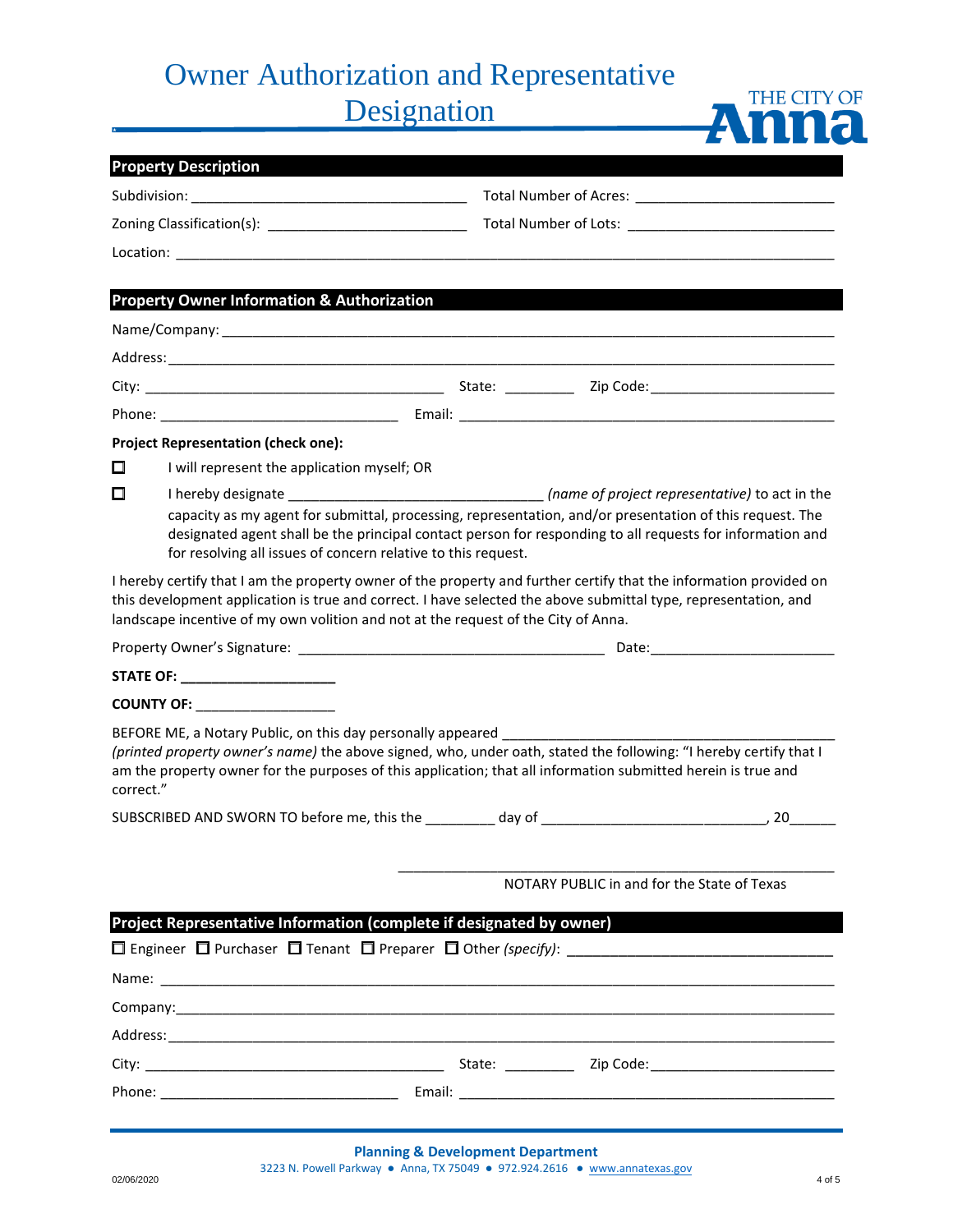# Owner Authorization and Representative Designation

THE CITY OF Anna

## Property Description

Subdivision: ___________________________________ Total Number of Acres: _________________________

Zoning Classification(s): _________________________ Total Number of Lots: __________________________

Location: _______________________________________________________________________________

## Property Owner Information & Authorization

Name/Company: _________________________________________________________________________

Address: _______________________________________________________________________________

City: _______________________________________ State: _________ Zip Code: _______________________

Phone: ______________________________ Email: _______________________________________________

**Project Representation (check one):**

☐ I will represent the application myself; OR

☐ I hereby designate ________________________________ *(name of project representative)* to act in the capacity as my agent for submittal, processing, representation, and/or presentation of this request. The designated agent shall be the principal contact person for responding to all requests for information and for resolving all issues of concern relative to this request.

I hereby certify that I am the property owner of the property and further certify that the information provided on this development application is true and correct. I have selected the above submittal type, representation, and landscape incentive of my own volition and not at the request of the City of Anna.

Property Owner's Signature: _______________________________________ Date: _______________________

**STATE OF: ____________________**

**COUNTY OF:** __________________

BEFORE ME, a Notary Public, on this day personally appeared ___________________________________________ *(printed property owner's name)* the above signed, who, under oath, stated the following: "I hereby certify that I am the property owner for the purposes of this application; that all information submitted herein is true and correct."

SUBSCRIBED AND SWORN TO before me, this the _________ day of _____________________________, 20______

_______________________________________________________

NOTARY PUBLIC in and for the State of Texas

## Project Representative Information (complete if designated by owner)

☐ Engineer ☐ Purchaser ☐ Tenant ☐ Preparer ☐ Other *(specify)*: _________________________________

Name: _________________________________________________________________________________

Company: ______________________________________________________________________________

Address: _______________________________________________________________________________

City: _______________________________________ State: _________ Zip Code: _______________________

Phone: ______________________________ Email: _______________________________________________

**Planning & Development Department**

3223 N. Powell Parkway ● Anna, TX 75049 ● 972.924.2616 ● www.annatexas.gov

02/06/2020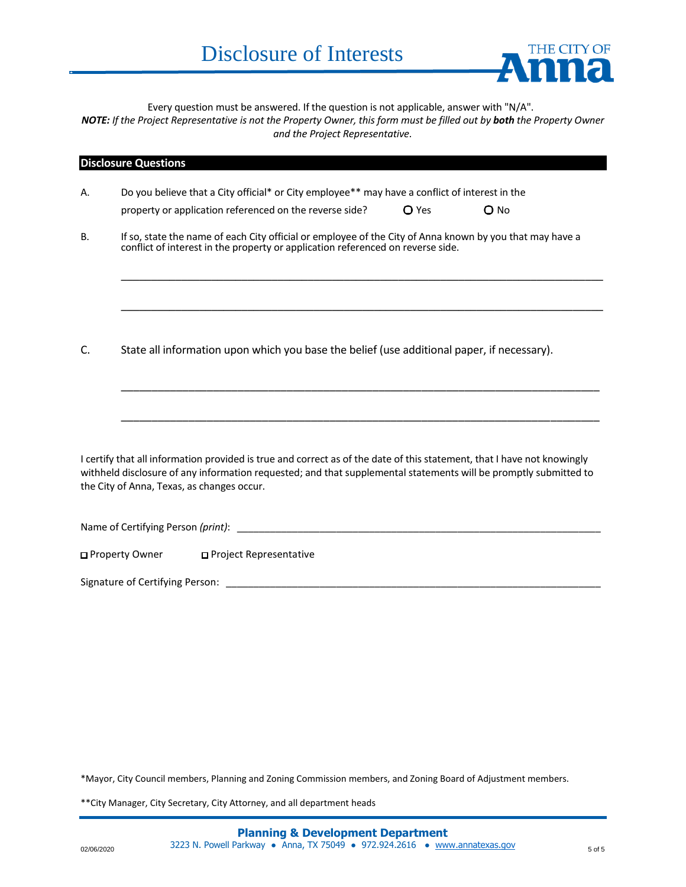# Disclosure of Interests

THE CITY OF Anna

Every question must be answered. If the question is not applicable, answer with "N/A".

***NOTE:*** *If the Project Representative is not the Property Owner, this form must be filled out by* ***both*** *the Property Owner and the Project Representative.*

## Disclosure Questions

A. Do you believe that a City official* or City employee** may have a conflict of interest in the property or application referenced on the reverse side? ○ Yes ○ No

B. If so, state the name of each City official or employee of the City of Anna known by you that may have a conflict of interest in the property or application referenced on reverse side.

\_\_\_\_\_\_\_\_\_\_\_\_\_\_\_\_\_\_\_\_\_\_\_\_\_\_\_\_\_\_\_\_\_\_\_\_\_\_\_\_\_\_\_\_\_\_\_\_\_\_\_\_\_\_\_\_\_\_\_\_\_\_\_\_\_\_\_\_\_\_\_\_

\_\_\_\_\_\_\_\_\_\_\_\_\_\_\_\_\_\_\_\_\_\_\_\_\_\_\_\_\_\_\_\_\_\_\_\_\_\_\_\_\_\_\_\_\_\_\_\_\_\_\_\_\_\_\_\_\_\_\_\_\_\_\_\_\_\_\_\_\_\_\_\_

C. State all information upon which you base the belief (use additional paper, if necessary).

\_\_\_\_\_\_\_\_\_\_\_\_\_\_\_\_\_\_\_\_\_\_\_\_\_\_\_\_\_\_\_\_\_\_\_\_\_\_\_\_\_\_\_\_\_\_\_\_\_\_\_\_\_\_\_\_\_\_\_\_\_\_\_\_\_\_\_\_\_\_\_\_

\_\_\_\_\_\_\_\_\_\_\_\_\_\_\_\_\_\_\_\_\_\_\_\_\_\_\_\_\_\_\_\_\_\_\_\_\_\_\_\_\_\_\_\_\_\_\_\_\_\_\_\_\_\_\_\_\_\_\_\_\_\_\_\_\_\_\_\_\_\_\_\_

I certify that all information provided is true and correct as of the date of this statement, that I have not knowingly withheld disclosure of any information requested; and that supplemental statements will be promptly submitted to the City of Anna, Texas, as changes occur.

Name of Certifying Person *(print)*: \_\_\_\_\_\_\_\_\_\_\_\_\_\_\_\_\_\_\_\_\_\_\_\_\_\_\_\_\_\_\_\_\_\_\_\_\_\_\_\_\_\_\_\_\_\_\_\_

☐ Property Owner ☐ Project Representative

Signature of Certifying Person: \_\_\_\_\_\_\_\_\_\_\_\_\_\_\_\_\_\_\_\_\_\_\_\_\_\_\_\_\_\_\_\_\_\_\_\_\_\_\_\_\_\_\_\_\_\_\_\_

*Mayor, City Council members, Planning and Zoning Commission members, and Zoning Board of Adjustment members.

**City Manager, City Secretary, City Attorney, and all department heads

**Planning & Development Department**

3223 N. Powell Parkway • Anna, TX 75049 • 972.924.2616 • www.annatexas.gov

02/06/2020